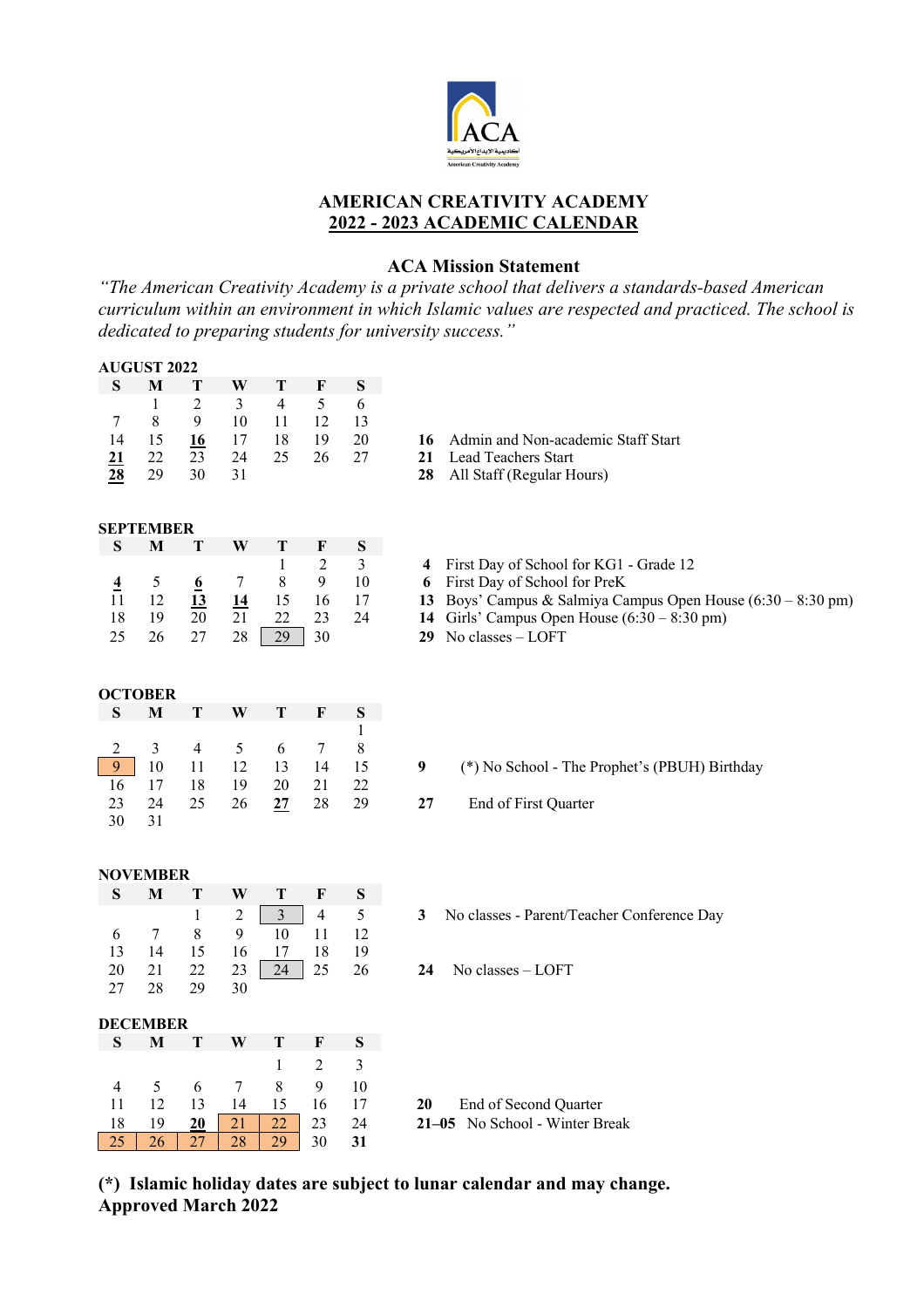# AMERICAN CREATIVITY ACADEMY
## 2022 - 2023 ACADEMIC CALENDAR

### ACA Mission Statement

*"The American Creativity Academy is a private school that delivers a standards-based American curriculum within an environment in which Islamic values are respected and practiced. The school is dedicated to preparing students for university success."*

**AUGUST 2022**

| S | M | T | W | T | F | S |
|---|---|---|---|---|---|---|
| | 1 | 2 | 3 | 4 | 5 | 6 |
| 7 | 8 | 9 | 10 | 11 | 12 | 13 |
| 14 | 15 | **16** | 17 | 18 | 19 | 20 |
| **21** | 22 | 23 | 24 | 25 | 26 | 27 |
| **28** | 29 | 30 | 31 | | | |

**16** Admin and Non-academic Staff Start
**21** Lead Teachers Start
**28** All Staff (Regular Hours)

**SEPTEMBER**

| S | M | T | W | T | F | S |
|---|---|---|---|---|---|---|
| | | | | 1 | 2 | 3 |
| **4** | 5 | **6** | 7 | 8 | 9 | 10 |
| 11 | 12 | **13** | **14** | 15 | 16 | 17 |
| 18 | 19 | 20 | 21 | 22 | 23 | 24 |
| 25 | 26 | 27 | 28 | 29 | 30 | |

**4** First Day of School for KG1 - Grade 12
**6** First Day of School for PreK
**13** Boys' Campus & Salmiya Campus Open House (6:30 – 8:30 pm)
**14** Girls' Campus Open House (6:30 – 8:30 pm)
**29** No classes – LOFT

**OCTOBER**

| S | M | T | W | T | F | S |
|---|---|---|---|---|---|---|
| | | | | | | 1 |
| 2 | 3 | 4 | 5 | 6 | 7 | 8 |
| 9 | 10 | 11 | 12 | 13 | 14 | 15 |
| 16 | 17 | 18 | 19 | 20 | 21 | 22 |
| 23 | 24 | 25 | 26 | **27** | 28 | 29 |
| 30 | 31 | | | | | |

**9** (*) No School - The Prophet's (PBUH) Birthday
**27** End of First Quarter

**NOVEMBER**

| S | M | T | W | T | F | S |
|---|---|---|---|---|---|---|
| | | 1 | 2 | 3 | 4 | 5 |
| 6 | 7 | 8 | 9 | 10 | 11 | 12 |
| 13 | 14 | 15 | 16 | 17 | 18 | 19 |
| 20 | 21 | 22 | 23 | 24 | 25 | 26 |
| 27 | 28 | 29 | 30 | | | |

**3** No classes - Parent/Teacher Conference Day
**24** No classes – LOFT

**DECEMBER**

| S | M | T | W | T | F | S |
|---|---|---|---|---|---|---|
| | | | | 1 | 2 | 3 |
| 4 | 5 | 6 | 7 | 8 | 9 | 10 |
| 11 | 12 | 13 | 14 | 15 | 16 | 17 |
| 18 | 19 | **20** | 21 | 22 | 23 | 24 |
| 25 | 26 | 27 | 28 | 29 | 30 | **31** |

**20** End of Second Quarter
**21–05** No School - Winter Break

**(*) Islamic holiday dates are subject to lunar calendar and may change.**
**Approved March 2022**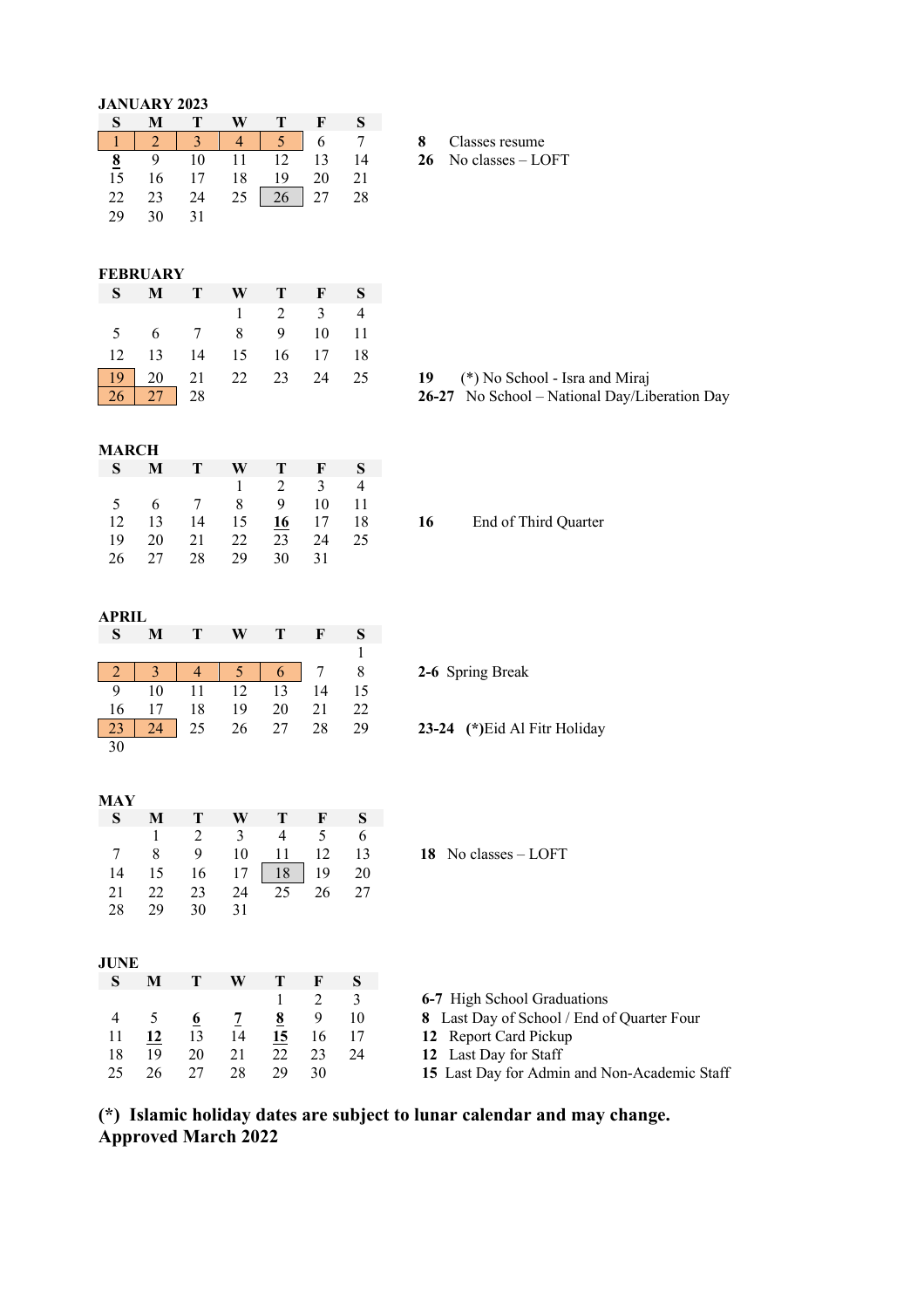## JANUARY 2023

| S | M | T | W | T | F | S |
|---|---|---|---|---|---|---|
| 1 | 2 | 3 | 4 | 5 | 6 | 7 |
| **8** | 9 | 10 | 11 | 12 | 13 | 14 |
| 15 | 16 | 17 | 18 | 19 | 20 | 21 |
| 22 | 23 | 24 | 25 | 26 | 27 | 28 |
| 29 | 30 | 31 | | | | |

**8** Classes resume
**26** No classes – LOFT

## FEBRUARY

| S | M | T | W | T | F | S |
|---|---|---|---|---|---|---|
| | | | 1 | 2 | 3 | 4 |
| 5 | 6 | 7 | 8 | 9 | 10 | 11 |
| 12 | 13 | 14 | 15 | 16 | 17 | 18 |
| 19 | 20 | 21 | 22 | 23 | 24 | 25 |
| 26 | 27 | 28 | | | | |

**19** (*) No School - Isra and Miraj
**26-27** No School – National Day/Liberation Day

## MARCH

| S | M | T | W | T | F | S |
|---|---|---|---|---|---|---|
| | | | 1 | 2 | 3 | 4 |
| 5 | 6 | 7 | 8 | 9 | 10 | 11 |
| 12 | 13 | 14 | 15 | **16** | 17 | 18 |
| 19 | 20 | 21 | 22 | 23 | 24 | 25 |
| 26 | 27 | 28 | 29 | 30 | 31 | |

**16** End of Third Quarter

## APRIL

| S | M | T | W | T | F | S |
|---|---|---|---|---|---|---|
| | | | | | | 1 |
| 2 | 3 | 4 | 5 | 6 | 7 | 8 |
| 9 | 10 | 11 | 12 | 13 | 14 | 15 |
| 16 | 17 | 18 | 19 | 20 | 21 | 22 |
| 23 | 24 | 25 | 26 | 27 | 28 | 29 |
| 30 | | | | | | |

**2-6** Spring Break
**23-24** **(*)**Eid Al Fitr Holiday

## MAY

| S | M | T | W | T | F | S |
|---|---|---|---|---|---|---|
| | 1 | 2 | 3 | 4 | 5 | 6 |
| 7 | 8 | 9 | 10 | 11 | 12 | 13 |
| 14 | 15 | 16 | 17 | 18 | 19 | 20 |
| 21 | 22 | 23 | 24 | 25 | 26 | 27 |
| 28 | 29 | 30 | 31 | | | |

**18** No classes – LOFT

## JUNE

| S | M | T | W | T | F | S |
|---|---|---|---|---|---|---|
| | | | | 1 | 2 | 3 |
| 4 | 5 | **6** | **7** | **8** | 9 | 10 |
| 11 | **12** | 13 | 14 | **15** | 16 | 17 |
| 18 | 19 | 20 | 21 | 22 | 23 | 24 |
| 25 | 26 | 27 | 28 | 29 | 30 | |

**6-7** High School Graduations
**8** Last Day of School / End of Quarter Four
**12** Report Card Pickup
**12** Last Day for Staff
**15** Last Day for Admin and Non-Academic Staff

**(*) Islamic holiday dates are subject to lunar calendar and may change.**
**Approved March 2022**